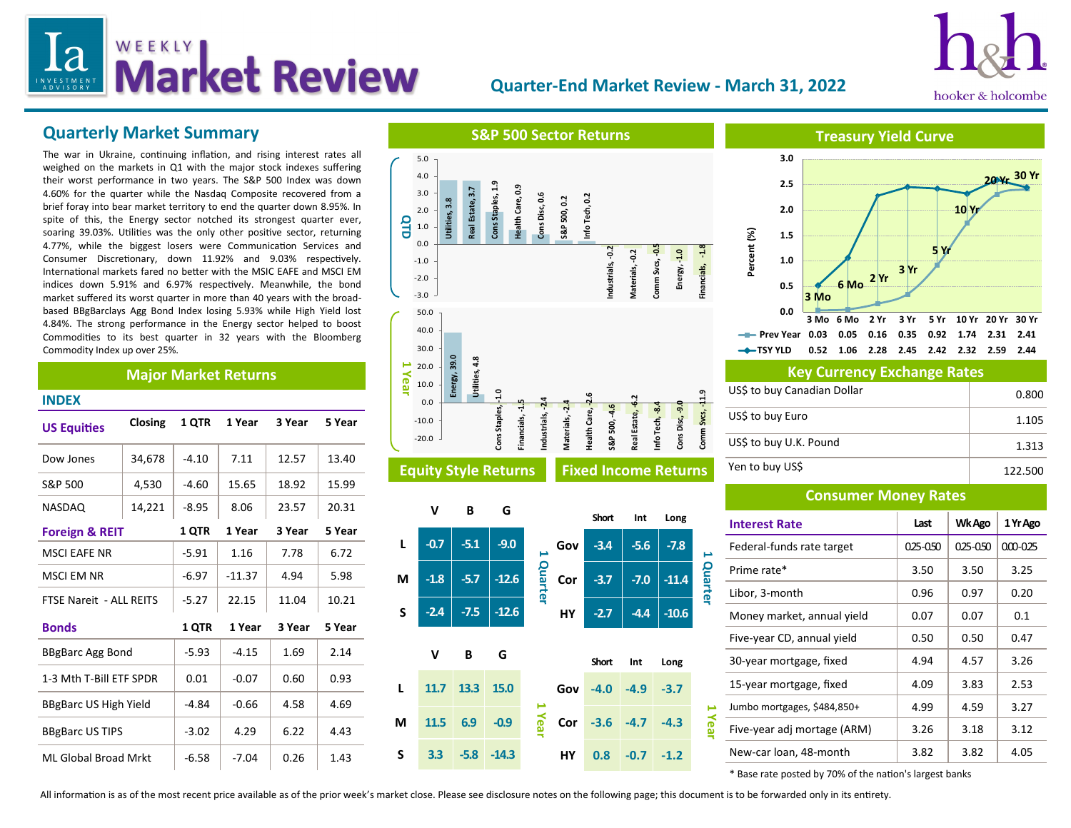# Weekly Market Review

## Quarter-End Market Review - March 31, 2022

hooker & holcombe

## Quarterly Market Summary

The war in Ukraine, continuing inflation, and rising interest rates all weighed on the markets in Q1 with the major stock indexes suffering their worst performance in two years. The S&P 500 Index was down 4.60% for the quarter while the Nasdaq Composite recovered from a brief foray into bear market territory to end the quarter down 8.95%. In spite of this, the Energy sector notched its strongest quarter ever, soaring 39.03%. Utilities was the only other positive sector, returning 4.77%, while the biggest losers were Communication Services and Consumer Discretionary, down 11.92% and 9.03% respectively. International markets fared no better with the MSIC EAFE and MSCI EM indices down 5.91% and 6.97% respectively. Meanwhile, the bond market suffered its worst quarter in more than 40 years with the broad-based BBgBarclays Agg Bond Index losing 5.93% while High Yield lost 4.84%. The strong performance in the Energy sector helped to boost Commodities to its best quarter in 32 years with the Bloomberg Commodity Index up over 25%.

## Major Market Returns

### INDEX

| US Equities | Closing | 1 QTR | 1 Year | 3 Year | 5 Year |
|---|---|---|---|---|---|
| Dow Jones | 34,678 | -4.10 | 7.11 | 12.57 | 13.40 |
| S&P 500 | 4,530 | -4.60 | 15.65 | 18.92 | 15.99 |
| NASDAQ | 14,221 | -8.95 | 8.06 | 23.57 | 20.31 |

| Foreign & REIT | 1 QTR | 1 Year | 3 Year | 5 Year |
|---|---|---|---|---|
| MSCI EAFE NR | -5.91 | 1.16 | 7.78 | 6.72 |
| MSCI EM NR | -6.97 | -11.37 | 4.94 | 5.98 |
| FTSE Nareit - ALL REITS | -5.27 | 22.15 | 11.04 | 10.21 |

| Bonds | 1 QTR | 1 Year | 3 Year | 5 Year |
|---|---|---|---|---|
| BBgBarc Agg Bond | -5.93 | -4.15 | 1.69 | 2.14 |
| 1-3 Mth T-Bill ETF SPDR | 0.01 | -0.07 | 0.60 | 0.93 |
| BBgBarc US High Yield | -4.84 | -0.66 | 4.58 | 4.69 |
| BBgBarc US TIPS | -3.02 | 4.29 | 6.22 | 4.43 |
| ML Global Broad Mrkt | -6.58 | -7.04 | 0.26 | 1.43 |

## S&P 500 Sector Returns

**QTD**

| Sector | Return |
|---|---|
| Utilities | 3.8 |
| Real Estate | 3.7 |
| Cons Staples | 1.9 |
| Health Care | 0.9 |
| Cons Disc | 0.6 |
| S&P 500 | 0.2 |
| Info Tech | 0.2 |
| Industrials | -0.2 |
| Materials | -0.2 |
| Comm Svcs | -0.5 |
| Energy | -1.0 |
| Financials | -1.8 |

**1 Year**

| Sector | Return |
|---|---|
| Energy | 39.0 |
| Utilities | 4.8 |
| Cons Staples | -1.0 |
| Financials | -1.5 |
| Industrials | -2.4 |
| Materials | -2.4 |
| Health Care | -2.6 |
| S&P 500 | -4.6 |
| Real Estate | -6.2 |
| Info Tech | -8.4 |
| Cons Disc | -9.0 |
| Comm Svcs | -11.9 |

## Treasury Yield Curve

| | 3 Mo | 6 Mo | 2 Yr | 3 Yr | 5 Yr | 10 Yr | 20 Yr | 30 Yr |
|---|---|---|---|---|---|---|---|---|
| Prev Year | 0.03 | 0.05 | 0.16 | 0.35 | 0.92 | 1.74 | 2.31 | 2.41 |
| TSY YLD | 0.52 | 1.06 | 2.28 | 2.45 | 2.42 | 2.32 | 2.59 | 2.44 |

## Key Currency Exchange Rates

| | |
|---|---|
| US$ to buy Canadian Dollar | 0.800 |
| US$ to buy Euro | 1.105 |
| US$ to buy U.K. Pound | 1.313 |
| Yen to buy US$ | 122.500 |

## Equity Style Returns

**1 Quarter**

| | V | B | G |
|---|---|---|---|
| L | -0.7 | -5.1 | -9.0 |
| M | -1.8 | -5.7 | -12.6 |
| S | -2.4 | -7.5 | -12.6 |

**1 Year**

| | V | B | G |
|---|---|---|---|
| L | 11.7 | 13.3 | 15.0 |
| M | 11.5 | 6.9 | -0.9 |
| S | 3.3 | -5.8 | -14.3 |

## Fixed Income Returns

**1 Quarter**

| | Short | Int | Long |
|---|---|---|---|
| Gov | -3.4 | -5.6 | -7.8 |
| Cor | -3.7 | -7.0 | -11.4 |
| HY | -2.7 | -4.4 | -10.6 |

**1 Year**

| | Short | Int | Long |
|---|---|---|---|
| Gov | -4.0 | -4.9 | -3.7 |
| Cor | -3.6 | -4.7 | -4.3 |
| HY | 0.8 | -0.7 | -1.2 |

## Consumer Money Rates

| Interest Rate | Last | Wk Ago | 1 Yr Ago |
|---|---|---|---|
| Federal-funds rate target | 0.25-0.50 | 0.25-0.50 | 0.00-0.25 |
| Prime rate* | 3.50 | 3.50 | 3.25 |
| Libor, 3-month | 0.96 | 0.97 | 0.20 |
| Money market, annual yield | 0.07 | 0.07 | 0.1 |
| Five-year CD, annual yield | 0.50 | 0.50 | 0.47 |
| 30-year mortgage, fixed | 4.94 | 4.57 | 3.26 |
| 15-year mortgage, fixed | 4.09 | 3.83 | 2.53 |
| Jumbo mortgages, $484,850+ | 4.99 | 4.59 | 3.27 |
| Five-year adj mortage (ARM) | 3.26 | 3.18 | 3.12 |
| New-car loan, 48-month | 3.82 | 3.82 | 4.05 |

\* Base rate posted by 70% of the nation's largest banks

All information is as of the most recent price available as of the prior week's market close. Please see disclosure notes on the following page; this document is to be forwarded only in its entirety.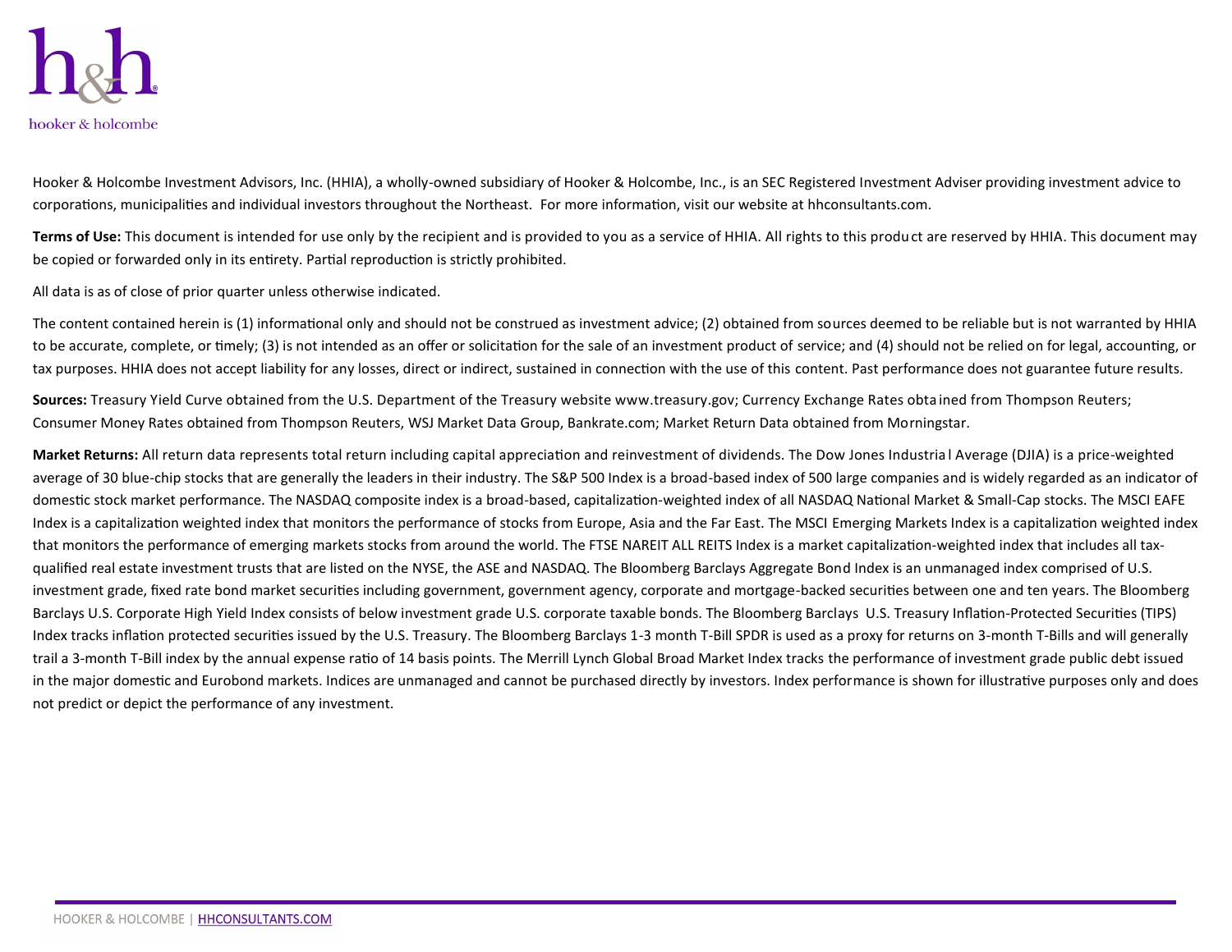h&h

hooker & holcombe

Hooker & Holcombe Investment Advisors, Inc. (HHIA), a wholly-owned subsidiary of Hooker & Holcombe, Inc., is an SEC Registered Investment Adviser providing investment advice to corporations, municipalities and individual investors throughout the Northeast. For more information, visit our website at hhconsultants.com.

**Terms of Use:** This document is intended for use only by the recipient and is provided to you as a service of HHIA. All rights to this product are reserved by HHIA. This document may be copied or forwarded only in its entirety. Partial reproduction is strictly prohibited.

All data is as of close of prior quarter unless otherwise indicated.

The content contained herein is (1) informational only and should not be construed as investment advice; (2) obtained from sources deemed to be reliable but is not warranted by HHIA to be accurate, complete, or timely; (3) is not intended as an offer or solicitation for the sale of an investment product of service; and (4) should not be relied on for legal, accounting, or tax purposes. HHIA does not accept liability for any losses, direct or indirect, sustained in connection with the use of this content. Past performance does not guarantee future results.

**Sources:** Treasury Yield Curve obtained from the U.S. Department of the Treasury website www.treasury.gov; Currency Exchange Rates obtained from Thompson Reuters; Consumer Money Rates obtained from Thompson Reuters, WSJ Market Data Group, Bankrate.com; Market Return Data obtained from Morningstar.

**Market Returns:** All return data represents total return including capital appreciation and reinvestment of dividends. The Dow Jones Industrial Average (DJIA) is a price-weighted average of 30 blue-chip stocks that are generally the leaders in their industry. The S&P 500 Index is a broad-based index of 500 large companies and is widely regarded as an indicator of domestic stock market performance. The NASDAQ composite index is a broad-based, capitalization-weighted index of all NASDAQ National Market & Small-Cap stocks. The MSCI EAFE Index is a capitalization weighted index that monitors the performance of stocks from Europe, Asia and the Far East. The MSCI Emerging Markets Index is a capitalization weighted index that monitors the performance of emerging markets stocks from around the world. The FTSE NAREIT ALL REITS Index is a market capitalization-weighted index that includes all tax-qualified real estate investment trusts that are listed on the NYSE, the ASE and NASDAQ. The Bloomberg Barclays Aggregate Bond Index is an unmanaged index comprised of U.S. investment grade, fixed rate bond market securities including government, government agency, corporate and mortgage-backed securities between one and ten years. The Bloomberg Barclays U.S. Corporate High Yield Index consists of below investment grade U.S. corporate taxable bonds. The Bloomberg Barclays U.S. Treasury Inflation-Protected Securities (TIPS) Index tracks inflation protected securities issued by the U.S. Treasury. The Bloomberg Barclays 1-3 month T-Bill SPDR is used as a proxy for returns on 3-month T-Bills and will generally trail a 3-month T-Bill index by the annual expense ratio of 14 basis points. The Merrill Lynch Global Broad Market Index tracks the performance of investment grade public debt issued in the major domestic and Eurobond markets. Indices are unmanaged and cannot be purchased directly by investors. Index performance is shown for illustrative purposes only and does not predict or depict the performance of any investment.